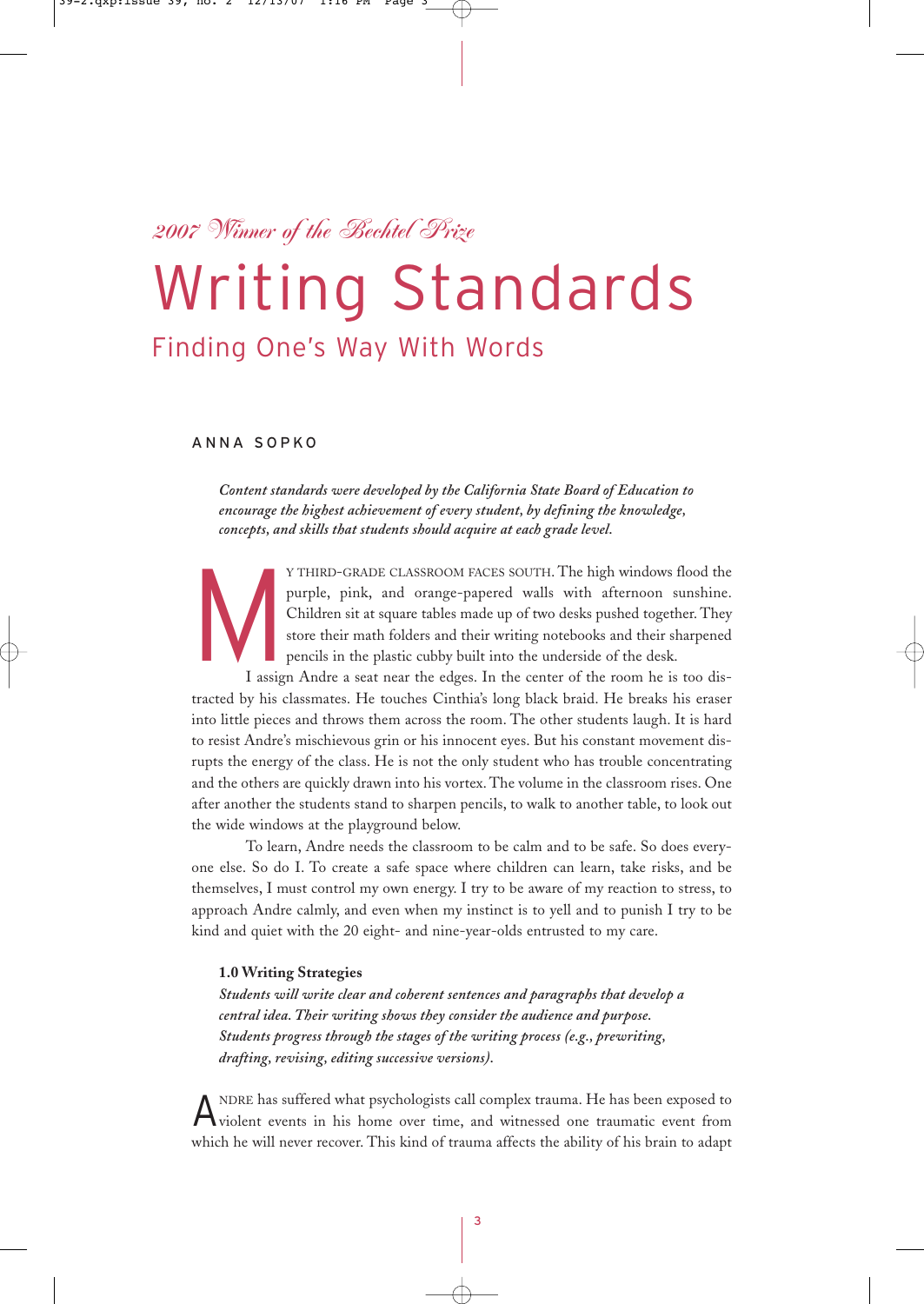*2007 Winner of the Bechtel Prize*

# Writing Standards

## Finding One's Way With Words

ANNA SOPKO

***Content standards were developed by the California State Board of Education to encourage the highest achievement of every student, by defining the knowledge, concepts, and skills that students should acquire at each grade level.***

MY THIRD-GRADE CLASSROOM FACES SOUTH. The high windows flood the purple, pink, and orange-papered walls with afternoon sunshine. Children sit at square tables made up of two desks pushed together. They store their math folders and their writing notebooks and their sharpened pencils in the plastic cubby built into the underside of the desk.

I assign Andre a seat near the edges. In the center of the room he is too distracted by his classmates. He touches Cinthia's long black braid. He breaks his eraser into little pieces and throws them across the room. The other students laugh. It is hard to resist Andre's mischievous grin or his innocent eyes. But his constant movement disrupts the energy of the class. He is not the only student who has trouble concentrating and the others are quickly drawn into his vortex. The volume in the classroom rises. One after another the students stand to sharpen pencils, to walk to another table, to look out the wide windows at the playground below.

To learn, Andre needs the classroom to be calm and to be safe. So does everyone else. So do I. To create a safe space where children can learn, take risks, and be themselves, I must control my own energy. I try to be aware of my reaction to stress, to approach Andre calmly, and even when my instinct is to yell and to punish I try to be kind and quiet with the 20 eight- and nine-year-olds entrusted to my care.

**1.0 Writing Strategies**

***Students will write clear and coherent sentences and paragraphs that develop a central idea. Their writing shows they consider the audience and purpose. Students progress through the stages of the writing process (e.g., prewriting, drafting, revising, editing successive versions).***

ANDRE has suffered what psychologists call complex trauma. He has been exposed to violent events in his home over time, and witnessed one traumatic event from which he will never recover. This kind of trauma affects the ability of his brain to adapt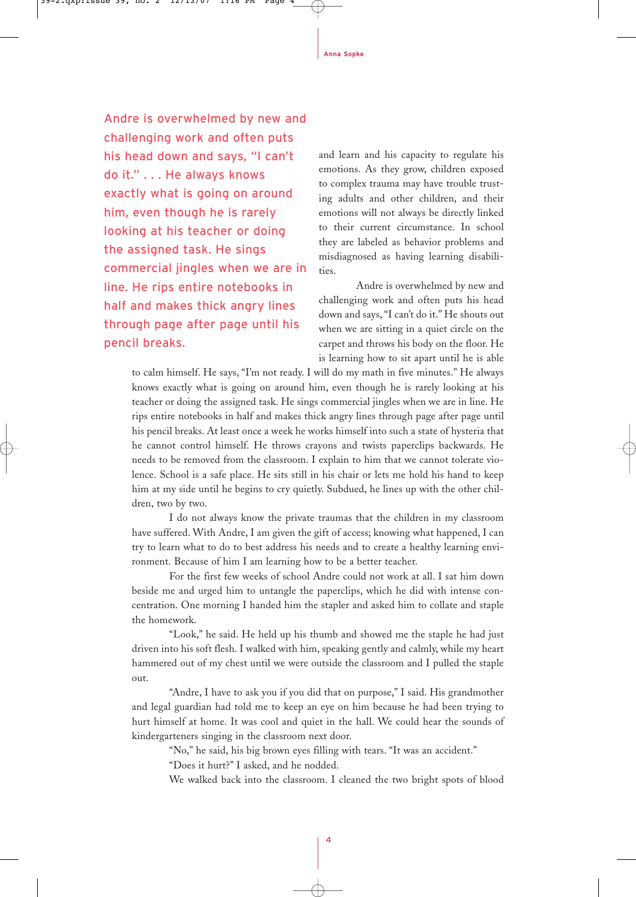> Andre is overwhelmed by new and challenging work and often puts his head down and says, "I can't do it." . . . He always knows exactly what is going on around him, even though he is rarely looking at his teacher or doing the assigned task. He sings commercial jingles when we are in line. He rips entire notebooks in half and makes thick angry lines through page after page until his pencil breaks.

and learn and his capacity to regulate his emotions. As they grow, children exposed to complex trauma may have trouble trusting adults and other children, and their emotions will not always be directly linked to their current circumstance. In school they are labeled as behavior problems and misdiagnosed as having learning disabilities.

Andre is overwhelmed by new and challenging work and often puts his head down and says, "I can't do it." He shouts out when we are sitting in a quiet circle on the carpet and throws his body on the floor. He is learning how to sit apart until he is able to calm himself. He says, "I'm not ready. I will do my math in five minutes." He always knows exactly what is going on around him, even though he is rarely looking at his teacher or doing the assigned task. He sings commercial jingles when we are in line. He rips entire notebooks in half and makes thick angry lines through page after page until his pencil breaks. At least once a week he works himself into such a state of hysteria that he cannot control himself. He throws crayons and twists paperclips backwards. He needs to be removed from the classroom. I explain to him that we cannot tolerate violence. School is a safe place. He sits still in his chair or lets me hold his hand to keep him at my side until he begins to cry quietly. Subdued, he lines up with the other children, two by two.

I do not always know the private traumas that the children in my classroom have suffered. With Andre, I am given the gift of access; knowing what happened, I can try to learn what to do to best address his needs and to create a healthy learning environment. Because of him I am learning how to be a better teacher.

For the first few weeks of school Andre could not work at all. I sat him down beside me and urged him to untangle the paperclips, which he did with intense concentration. One morning I handed him the stapler and asked him to collate and staple the homework.

"Look," he said. He held up his thumb and showed me the staple he had just driven into his soft flesh. I walked with him, speaking gently and calmly, while my heart hammered out of my chest until we were outside the classroom and I pulled the staple out.

"Andre, I have to ask you if you did that on purpose," I said. His grandmother and legal guardian had told me to keep an eye on him because he had been trying to hurt himself at home. It was cool and quiet in the hall. We could hear the sounds of kindergarteners singing in the classroom next door.

"No," he said, his big brown eyes filling with tears. "It was an accident."

"Does it hurt?" I asked, and he nodded.

We walked back into the classroom. I cleaned the two bright spots of blood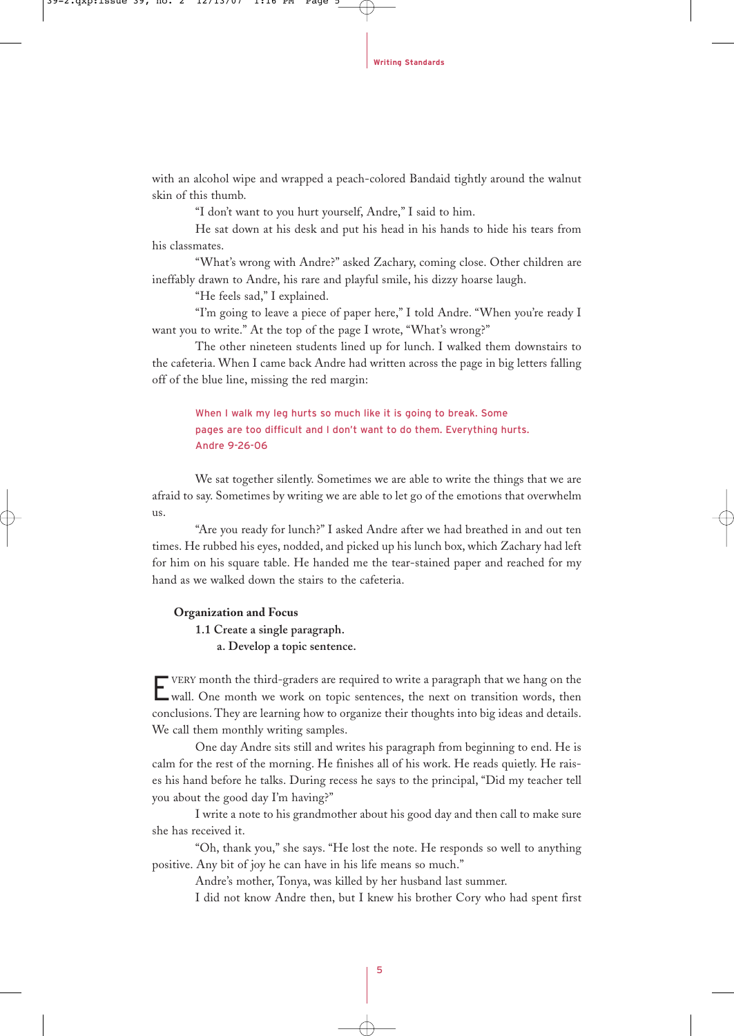with an alcohol wipe and wrapped a peach-colored Bandaid tightly around the walnut skin of this thumb.

"I don't want to you hurt yourself, Andre," I said to him.

He sat down at his desk and put his head in his hands to hide his tears from his classmates.

"What's wrong with Andre?" asked Zachary, coming close. Other children are ineffably drawn to Andre, his rare and playful smile, his dizzy hoarse laugh.

"He feels sad," I explained.

"I'm going to leave a piece of paper here," I told Andre. "When you're ready I want you to write." At the top of the page I wrote, "What's wrong?"

The other nineteen students lined up for lunch. I walked them downstairs to the cafeteria. When I came back Andre had written across the page in big letters falling off of the blue line, missing the red margin:

> When I walk my leg hurts so much like it is going to break. Some pages are too difficult and I don't want to do them. Everything hurts.
> Andre 9-26-06

We sat together silently. Sometimes we are able to write the things that we are afraid to say. Sometimes by writing we are able to let go of the emotions that overwhelm us.

"Are you ready for lunch?" I asked Andre after we had breathed in and out ten times. He rubbed his eyes, nodded, and picked up his lunch box, which Zachary had left for him on his square table. He handed me the tear-stained paper and reached for my hand as we walked down the stairs to the cafeteria.

**Organization and Focus**

**1.1 Create a single paragraph.**

**a. Develop a topic sentence.**

EVERY month the third-graders are required to write a paragraph that we hang on the wall. One month we work on topic sentences, the next on transition words, then conclusions. They are learning how to organize their thoughts into big ideas and details. We call them monthly writing samples.

One day Andre sits still and writes his paragraph from beginning to end. He is calm for the rest of the morning. He finishes all of his work. He reads quietly. He raises his hand before he talks. During recess he says to the principal, "Did my teacher tell you about the good day I'm having?"

I write a note to his grandmother about his good day and then call to make sure she has received it.

"Oh, thank you," she says. "He lost the note. He responds so well to anything positive. Any bit of joy he can have in his life means so much."

Andre's mother, Tonya, was killed by her husband last summer.

I did not know Andre then, but I knew his brother Cory who had spent first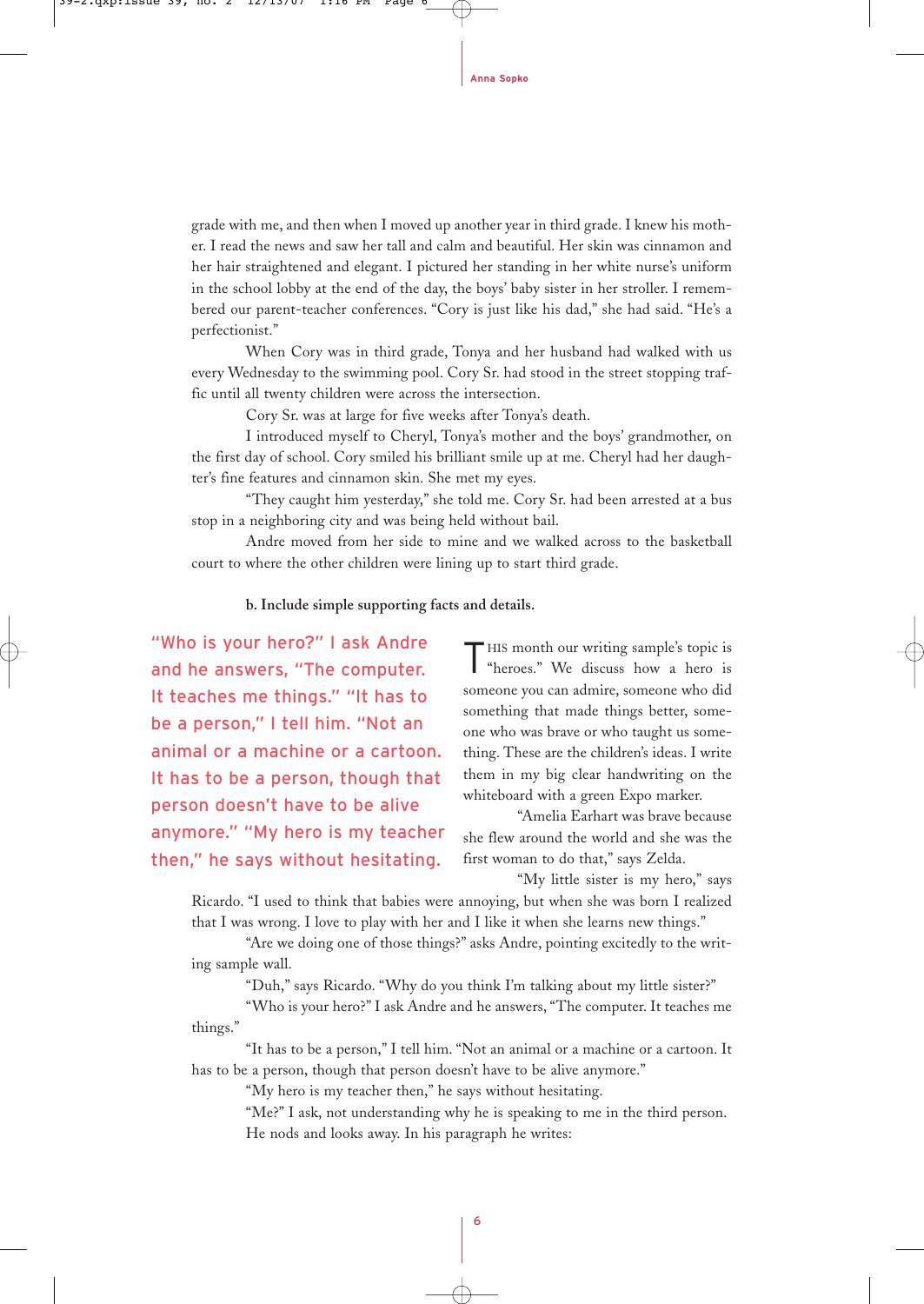grade with me, and then when I moved up another year in third grade. I knew his mother. I read the news and saw her tall and calm and beautiful. Her skin was cinnamon and her hair straightened and elegant. I pictured her standing in her white nurse's uniform in the school lobby at the end of the day, the boys' baby sister in her stroller. I remembered our parent-teacher conferences. "Cory is just like his dad," she had said. "He's a perfectionist."

When Cory was in third grade, Tonya and her husband had walked with us every Wednesday to the swimming pool. Cory Sr. had stood in the street stopping traffic until all twenty children were across the intersection.

Cory Sr. was at large for five weeks after Tonya's death.

I introduced myself to Cheryl, Tonya's mother and the boys' grandmother, on the first day of school. Cory smiled his brilliant smile up at me. Cheryl had her daughter's fine features and cinnamon skin. She met my eyes.

"They caught him yesterday," she told me. Cory Sr. had been arrested at a bus stop in a neighboring city and was being held without bail.

Andre moved from her side to mine and we walked across to the basketball court to where the other children were lining up to start third grade.

**b. Include simple supporting facts and details.**

THIS month our writing sample's topic is "heroes." We discuss how a hero is someone you can admire, someone who did something that made things better, someone who was brave or who taught us something. These are the children's ideas. I write them in my big clear handwriting on the whiteboard with a green Expo marker.

"Amelia Earhart was brave because she flew around the world and she was the first woman to do that," says Zelda.

"My little sister is my hero," says Ricardo. "I used to think that babies were annoying, but when she was born I realized that I was wrong. I love to play with her and I like it when she learns new things."

"Are we doing one of those things?" asks Andre, pointing excitedly to the writing sample wall.

"Duh," says Ricardo. "Why do you think I'm talking about my little sister?"

"Who is your hero?" I ask Andre and he answers, "The computer. It teaches me things."

"It has to be a person," I tell him. "Not an animal or a machine or a cartoon. It has to be a person, though that person doesn't have to be alive anymore."

"My hero is my teacher then," he says without hesitating.

"Me?" I ask, not understanding why he is speaking to me in the third person.

He nods and looks away. In his paragraph he writes: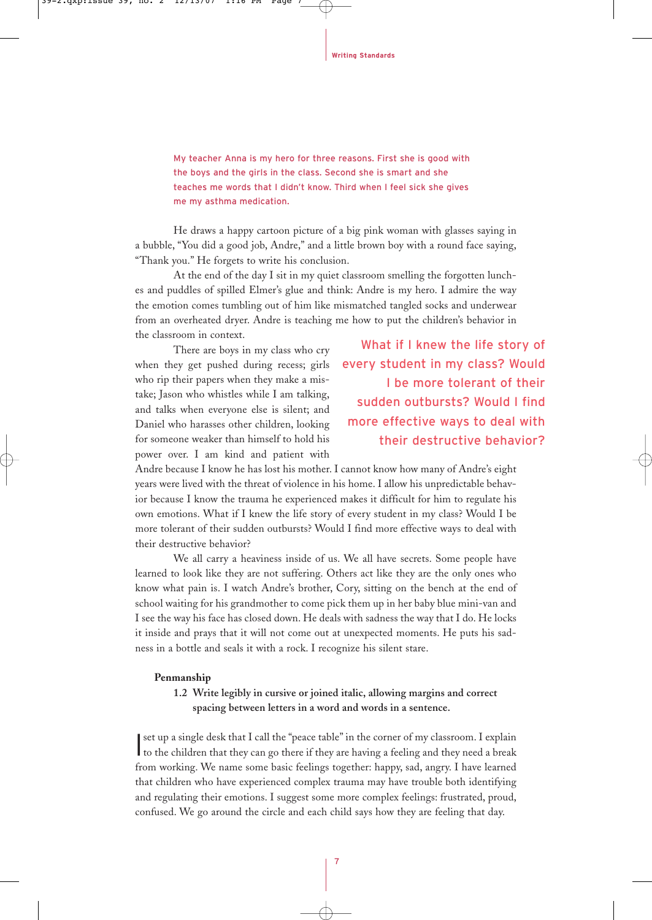My teacher Anna is my hero for three reasons. First she is good with the boys and the girls in the class. Second she is smart and she teaches me words that I didn't know. Third when I feel sick she gives me my asthma medication.

He draws a happy cartoon picture of a big pink woman with glasses saying in a bubble, "You did a good job, Andre," and a little brown boy with a round face saying, "Thank you." He forgets to write his conclusion.

At the end of the day I sit in my quiet classroom smelling the forgotten lunches and puddles of spilled Elmer's glue and think: Andre is my hero. I admire the way the emotion comes tumbling out of him like mismatched tangled socks and underwear from an overheated dryer. Andre is teaching me how to put the children's behavior in the classroom in context.

There are boys in my class who cry when they get pushed during recess; girls who rip their papers when they make a mistake; Jason who whistles while I am talking, and talks when everyone else is silent; and Daniel who harasses other children, looking for someone weaker than himself to hold his power over. I am kind and patient with Andre because I know he has lost his mother. I cannot know how many of Andre's eight years were lived with the threat of violence in his home. I allow his unpredictable behavior because I know the trauma he experienced makes it difficult for him to regulate his own emotions. What if I knew the life story of every student in my class? Would I be more tolerant of their sudden outbursts? Would I find more effective ways to deal with their destructive behavior?

> What if I knew the life story of every student in my class? Would I be more tolerant of their sudden outbursts? Would I find more effective ways to deal with their destructive behavior?

We all carry a heaviness inside of us. We all have secrets. Some people have learned to look like they are not suffering. Others act like they are the only ones who know what pain is. I watch Andre's brother, Cory, sitting on the bench at the end of school waiting for his grandmother to come pick them up in her baby blue mini-van and I see the way his face has closed down. He deals with sadness the way that I do. He locks it inside and prays that it will not come out at unexpected moments. He puts his sadness in a bottle and seals it with a rock. I recognize his silent stare.

**Penmanship**

**1.2 Write legibly in cursive or joined italic, allowing margins and correct spacing between letters in a word and words in a sentence.**

I set up a single desk that I call the "peace table" in the corner of my classroom. I explain to the children that they can go there if they are having a feeling and they need a break from working. We name some basic feelings together: happy, sad, angry. I have learned that children who have experienced complex trauma may have trouble both identifying and regulating their emotions. I suggest some more complex feelings: frustrated, proud, confused. We go around the circle and each child says how they are feeling that day.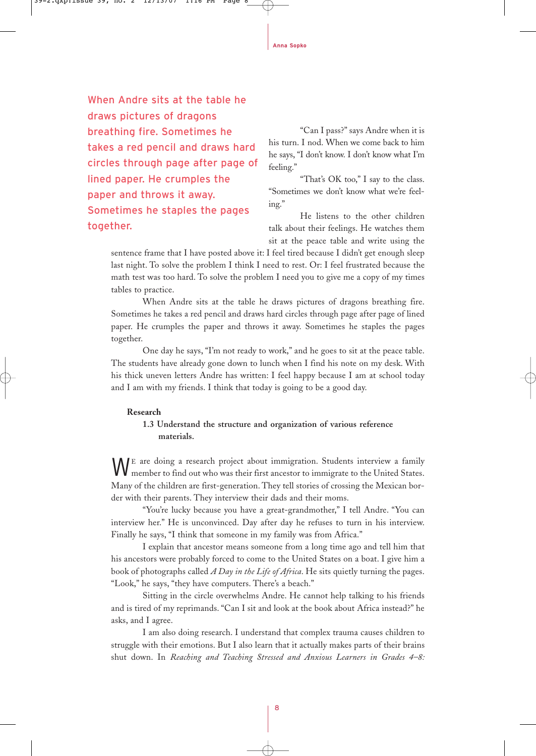> When Andre sits at the table he draws pictures of dragons breathing fire. Sometimes he takes a red pencil and draws hard circles through page after page of lined paper. He crumples the paper and throws it away. Sometimes he staples the pages together.

"Can I pass?" says Andre when it is his turn. I nod. When we come back to him he says, "I don't know. I don't know what I'm feeling."

"That's OK too," I say to the class. "Sometimes we don't know what we're feeling."

He listens to the other children talk about their feelings. He watches them sit at the peace table and write using the sentence frame that I have posted above it: I feel tired because I didn't get enough sleep last night. To solve the problem I think I need to rest. Or: I feel frustrated because the math test was too hard. To solve the problem I need you to give me a copy of my times tables to practice.

When Andre sits at the table he draws pictures of dragons breathing fire. Sometimes he takes a red pencil and draws hard circles through page after page of lined paper. He crumples the paper and throws it away. Sometimes he staples the pages together.

One day he says, "I'm not ready to work," and he goes to sit at the peace table. The students have already gone down to lunch when I find his note on my desk. With his thick uneven letters Andre has written: I feel happy because I am at school today and I am with my friends. I think that today is going to be a good day.

**Research**

**1.3 Understand the structure and organization of various reference materials.**

We are doing a research project about immigration. Students interview a family member to find out who was their first ancestor to immigrate to the United States. Many of the children are first-generation. They tell stories of crossing the Mexican border with their parents. They interview their dads and their moms.

"You're lucky because you have a great-grandmother," I tell Andre. "You can interview her." He is unconvinced. Day after day he refuses to turn in his interview. Finally he says, "I think that someone in my family was from Africa."

I explain that ancestor means someone from a long time ago and tell him that his ancestors were probably forced to come to the United States on a boat. I give him a book of photographs called *A Day in the Life of Africa*. He sits quietly turning the pages. "Look," he says, "they have computers. There's a beach."

Sitting in the circle overwhelms Andre. He cannot help talking to his friends and is tired of my reprimands. "Can I sit and look at the book about Africa instead?" he asks, and I agree.

I am also doing research. I understand that complex trauma causes children to struggle with their emotions. But I also learn that it actually makes parts of their brains shut down. In *Reaching and Teaching Stressed and Anxious Learners in Grades 4–8:*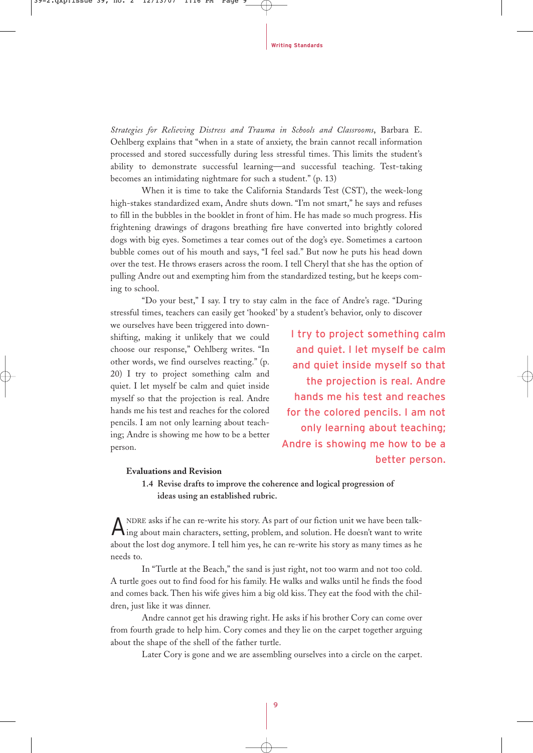*Strategies for Relieving Distress and Trauma in Schools and Classrooms*, Barbara E. Oehlberg explains that "when in a state of anxiety, the brain cannot recall information processed and stored successfully during less stressful times. This limits the student's ability to demonstrate successful learning—and successful teaching. Test-taking becomes an intimidating nightmare for such a student." (p. 13)

When it is time to take the California Standards Test (CST), the week-long high-stakes standardized exam, Andre shuts down. "I'm not smart," he says and refuses to fill in the bubbles in the booklet in front of him. He has made so much progress. His frightening drawings of dragons breathing fire have converted into brightly colored dogs with big eyes. Sometimes a tear comes out of the dog's eye. Sometimes a cartoon bubble comes out of his mouth and says, "I feel sad." But now he puts his head down over the test. He throws erasers across the room. I tell Cheryl that she has the option of pulling Andre out and exempting him from the standardized testing, but he keeps coming to school.

"Do your best," I say. I try to stay calm in the face of Andre's rage. "During stressful times, teachers can easily get 'hooked' by a student's behavior, only to discover we ourselves have been triggered into downshifting, making it unlikely that we could choose our response," Oehlberg writes. "In other words, we find ourselves reacting." (p. 20) I try to project something calm and quiet. I let myself be calm and quiet inside myself so that the projection is real. Andre hands me his test and reaches for the colored pencils. I am not only learning about teaching; Andre is showing me how to be a better person.

> I try to project something calm and quiet. I let myself be calm and quiet inside myself so that the projection is real. Andre hands me his test and reaches for the colored pencils. I am not only learning about teaching; Andre is showing me how to be a better person.

**Evaluations and Revision**

**1.4 Revise drafts to improve the coherence and logical progression of ideas using an established rubric.**

Andre asks if he can re-write his story. As part of our fiction unit we have been talking about main characters, setting, problem, and solution. He doesn't want to write about the lost dog anymore. I tell him yes, he can re-write his story as many times as he needs to.

In "Turtle at the Beach," the sand is just right, not too warm and not too cold. A turtle goes out to find food for his family. He walks and walks until he finds the food and comes back. Then his wife gives him a big old kiss. They eat the food with the children, just like it was dinner.

Andre cannot get his drawing right. He asks if his brother Cory can come over from fourth grade to help him. Cory comes and they lie on the carpet together arguing about the shape of the shell of the father turtle.

Later Cory is gone and we are assembling ourselves into a circle on the carpet.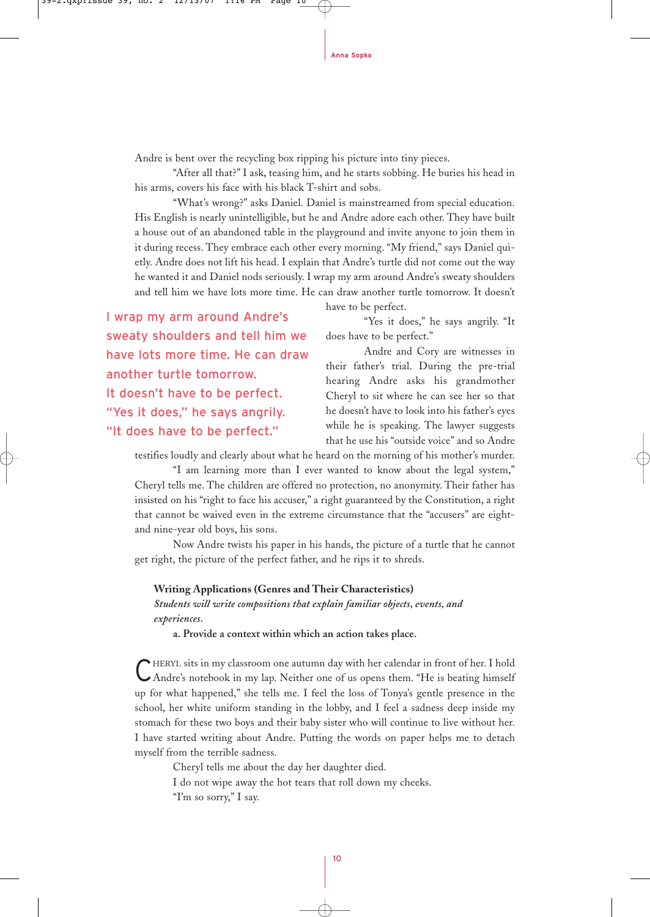Andre is bent over the recycling box ripping his picture into tiny pieces.

"After all that?" I ask, teasing him, and he starts sobbing. He buries his head in his arms, covers his face with his black T-shirt and sobs.

"What's wrong?" asks Daniel. Daniel is mainstreamed from special education. His English is nearly unintelligible, but he and Andre adore each other. They have built a house out of an abandoned table in the playground and invite anyone to join them in it during recess. They embrace each other every morning. "My friend," says Daniel quietly. Andre does not lift his head. I explain that Andre's turtle did not come out the way he wanted it and Daniel nods seriously. I wrap my arm around Andre's sweaty shoulders and tell him we have lots more time. He can draw another turtle tomorrow. It doesn't have to be perfect.

"Yes it does," he says angrily. "It does have to be perfect."

> I wrap my arm around Andre's sweaty shoulders and tell him we have lots more time. He can draw another turtle tomorrow. It doesn't have to be perfect. "Yes it does," he says angrily. "It does have to be perfect."

Andre and Cory are witnesses in their father's trial. During the pre-trial hearing Andre asks his grandmother Cheryl to sit where he can see her so that he doesn't have to look into his father's eyes while he is speaking. The lawyer suggests that he use his "outside voice" and so Andre testifies loudly and clearly about what he heard on the morning of his mother's murder.

"I am learning more than I ever wanted to know about the legal system," Cheryl tells me. The children are offered no protection, no anonymity. Their father has insisted on his "right to face his accuser," a right guaranteed by the Constitution, a right that cannot be waived even in the extreme circumstance that the "accusers" are eight- and nine-year old boys, his sons.

Now Andre twists his paper in his hands, the picture of a turtle that he cannot get right, the picture of the perfect father, and he rips it to shreds.

**Writing Applications (Genres and Their Characteristics)**
***Students will write compositions that explain familiar objects, events, and experiences.***
**a. Provide a context within which an action takes place.**

CHERYL sits in my classroom one autumn day with her calendar in front of her. I hold Andre's notebook in my lap. Neither one of us opens them. "He is beating himself up for what happened," she tells me. I feel the loss of Tonya's gentle presence in the school, her white uniform standing in the lobby, and I feel a sadness deep inside my stomach for these two boys and their baby sister who will continue to live without her. I have started writing about Andre. Putting the words on paper helps me to detach myself from the terrible sadness.

Cheryl tells me about the day her daughter died.

I do not wipe away the hot tears that roll down my cheeks.

"I'm so sorry," I say.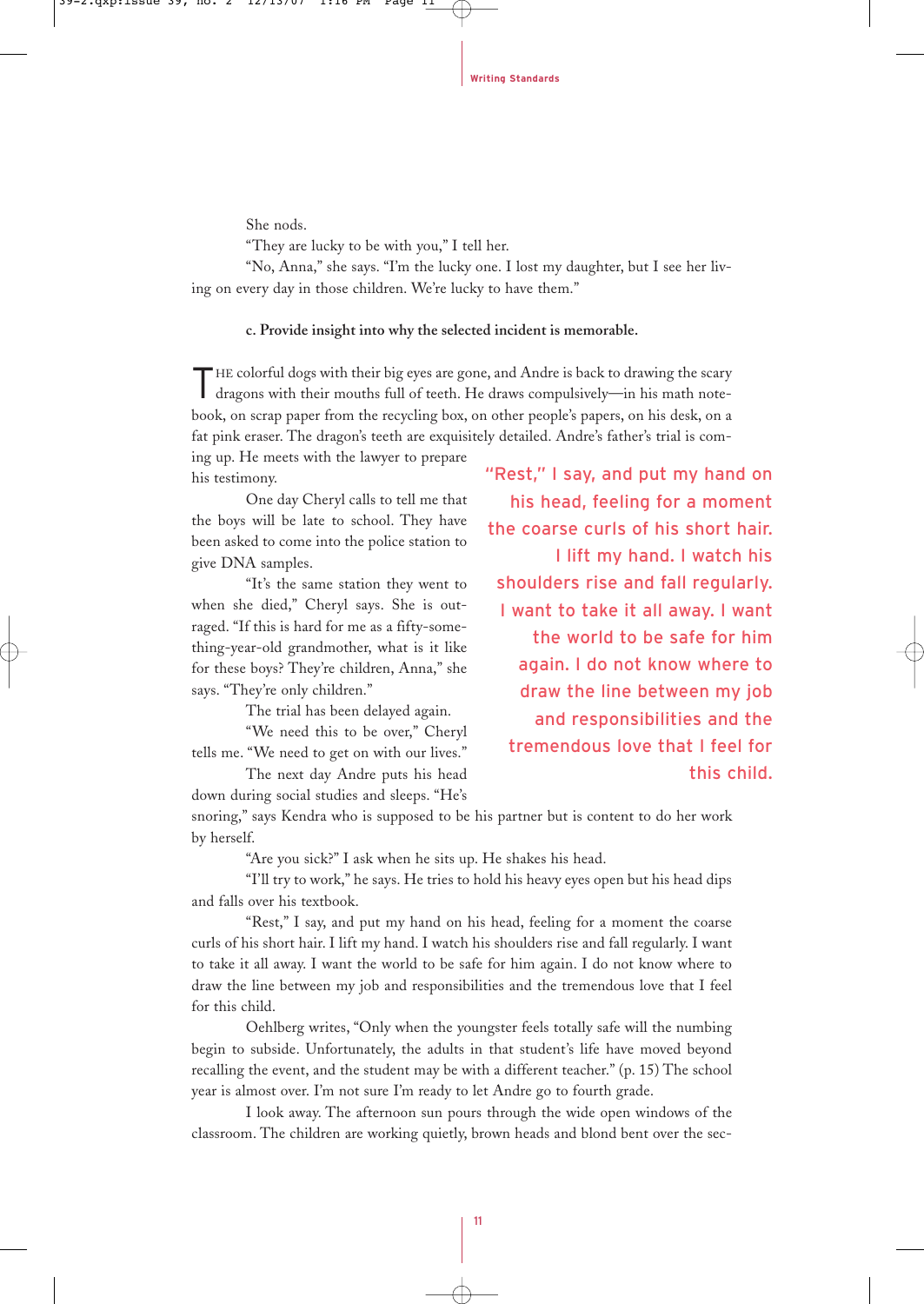She nods.

"They are lucky to be with you," I tell her.

"No, Anna," she says. "I'm the lucky one. I lost my daughter, but I see her living on every day in those children. We're lucky to have them."

**c. Provide insight into why the selected incident is memorable.**

THE colorful dogs with their big eyes are gone, and Andre is back to drawing the scary dragons with their mouths full of teeth. He draws compulsively—in his math notebook, on scrap paper from the recycling box, on other people's papers, on his desk, on a fat pink eraser. The dragon's teeth are exquisitely detailed. Andre's father's trial is coming up. He meets with the lawyer to prepare his testimony.

One day Cheryl calls to tell me that the boys will be late to school. They have been asked to come into the police station to give DNA samples.

"It's the same station they went to when she died," Cheryl says. She is outraged. "If this is hard for me as a fifty-something-year-old grandmother, what is it like for these boys? They're children, Anna," she says. "They're only children."

The trial has been delayed again.

"We need this to be over," Cheryl tells me. "We need to get on with our lives."

The next day Andre puts his head down during social studies and sleeps. "He's snoring," says Kendra who is supposed to be his partner but is content to do her work by herself.

"Are you sick?" I ask when he sits up. He shakes his head.

"I'll try to work," he says. He tries to hold his heavy eyes open but his head dips and falls over his textbook.

"Rest," I say, and put my hand on his head, feeling for a moment the coarse curls of his short hair. I lift my hand. I watch his shoulders rise and fall regularly. I want to take it all away. I want the world to be safe for him again. I do not know where to draw the line between my job and responsibilities and the tremendous love that I feel for this child.

Oehlberg writes, "Only when the youngster feels totally safe will the numbing begin to subside. Unfortunately, the adults in that student's life have moved beyond recalling the event, and the student may be with a different teacher." (p. 15) The school year is almost over. I'm not sure I'm ready to let Andre go to fourth grade.

I look away. The afternoon sun pours through the wide open windows of the classroom. The children are working quietly, brown heads and blond bent over the sec-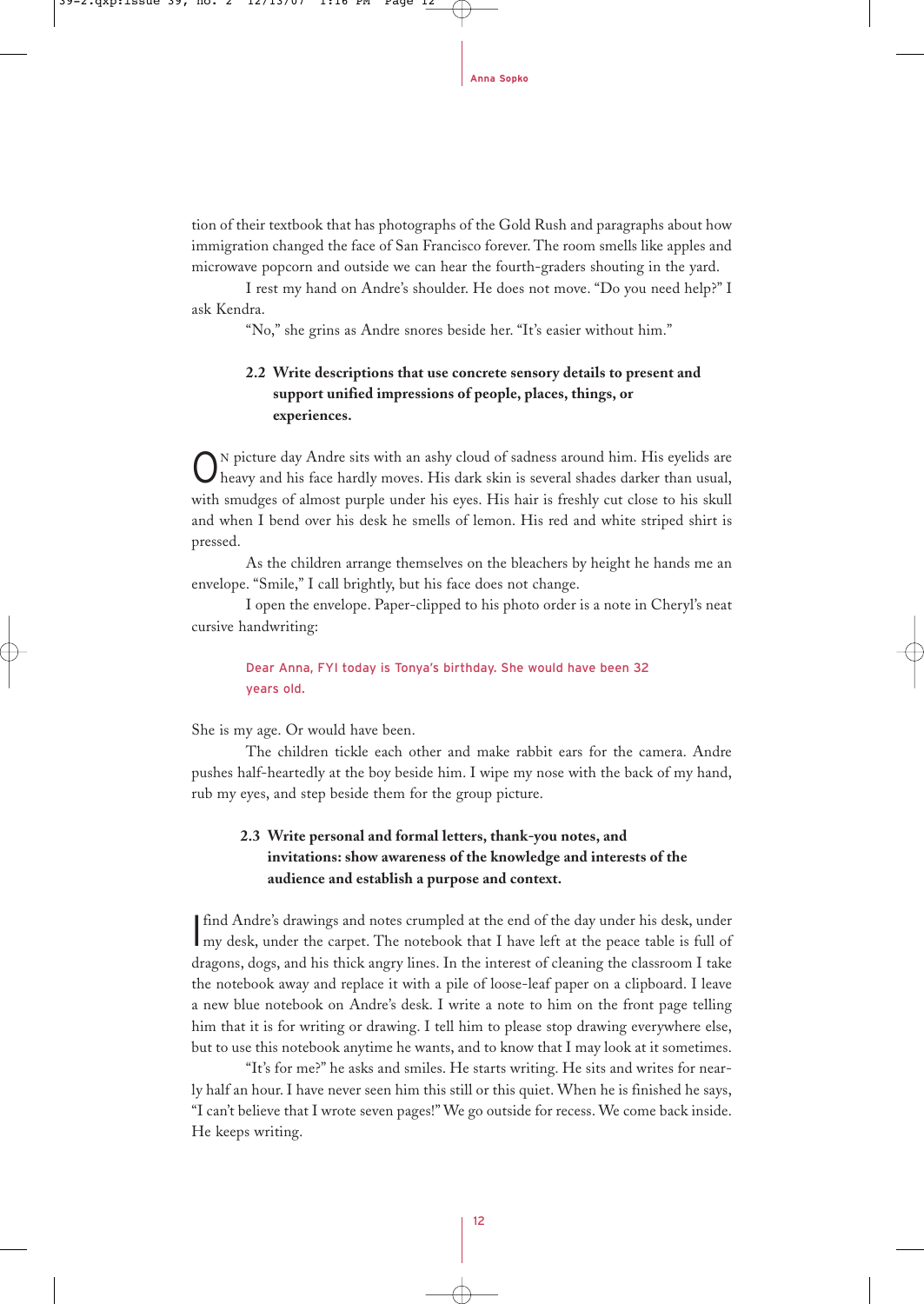tion of their textbook that has photographs of the Gold Rush and paragraphs about how immigration changed the face of San Francisco forever. The room smells like apples and microwave popcorn and outside we can hear the fourth-graders shouting in the yard.

I rest my hand on Andre's shoulder. He does not move. "Do you need help?" I ask Kendra.

"No," she grins as Andre snores beside her. "It's easier without him."

**2.2 Write descriptions that use concrete sensory details to present and support unified impressions of people, places, things, or experiences.**

On picture day Andre sits with an ashy cloud of sadness around him. His eyelids are heavy and his face hardly moves. His dark skin is several shades darker than usual, with smudges of almost purple under his eyes. His hair is freshly cut close to his skull and when I bend over his desk he smells of lemon. His red and white striped shirt is pressed.

As the children arrange themselves on the bleachers by height he hands me an envelope. "Smile," I call brightly, but his face does not change.

I open the envelope. Paper-clipped to his photo order is a note in Cheryl's neat cursive handwriting:

> Dear Anna, FYI today is Tonya's birthday. She would have been 32 years old.

She is my age. Or would have been.

The children tickle each other and make rabbit ears for the camera. Andre pushes half-heartedly at the boy beside him. I wipe my nose with the back of my hand, rub my eyes, and step beside them for the group picture.

**2.3 Write personal and formal letters, thank-you notes, and invitations: show awareness of the knowledge and interests of the audience and establish a purpose and context.**

I find Andre's drawings and notes crumpled at the end of the day under his desk, under my desk, under the carpet. The notebook that I have left at the peace table is full of dragons, dogs, and his thick angry lines. In the interest of cleaning the classroom I take the notebook away and replace it with a pile of loose-leaf paper on a clipboard. I leave a new blue notebook on Andre's desk. I write a note to him on the front page telling him that it is for writing or drawing. I tell him to please stop drawing everywhere else, but to use this notebook anytime he wants, and to know that I may look at it sometimes.

"It's for me?" he asks and smiles. He starts writing. He sits and writes for nearly half an hour. I have never seen him this still or this quiet. When he is finished he says, "I can't believe that I wrote seven pages!" We go outside for recess. We come back inside. He keeps writing.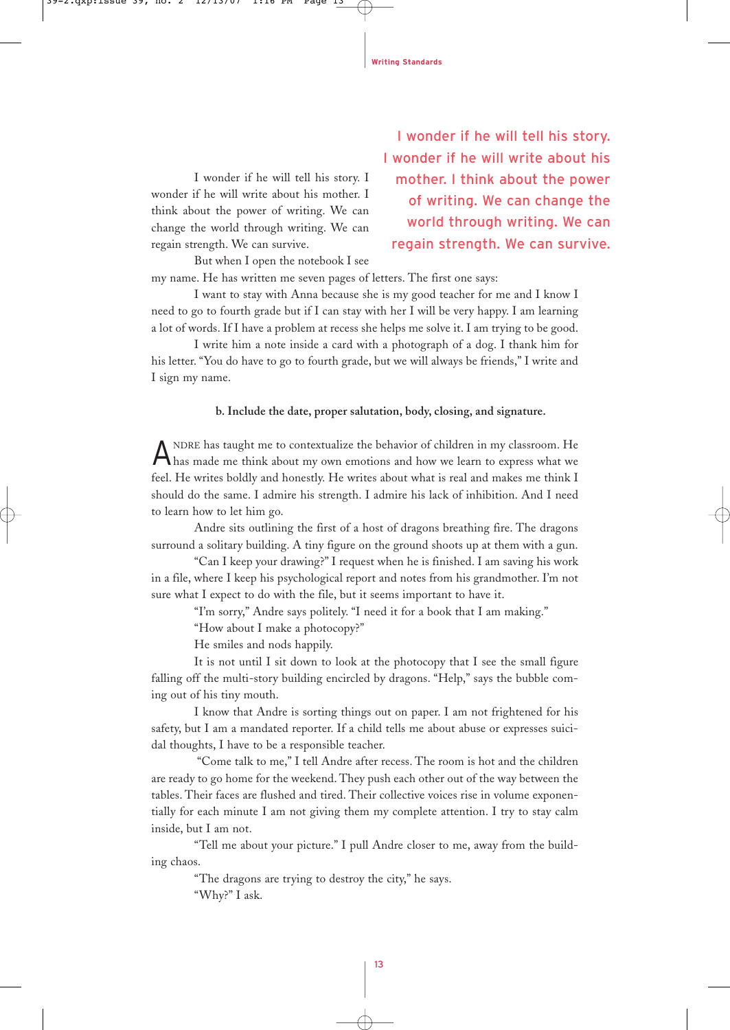I wonder if he will tell his story. I wonder if he will write about his mother. I think about the power of writing. We can change the world through writing. We can regain strength. We can survive.

> I wonder if he will tell his story. I wonder if he will write about his mother. I think about the power of writing. We can change the world through writing. We can regain strength. We can survive.

But when I open the notebook I see my name. He has written me seven pages of letters. The first one says:

I want to stay with Anna because she is my good teacher for me and I know I need to go to fourth grade but if I can stay with her I will be very happy. I am learning a lot of words. If I have a problem at recess she helps me solve it. I am trying to be good.

I write him a note inside a card with a photograph of a dog. I thank him for his letter. "You do have to go to fourth grade, but we will always be friends," I write and I sign my name.

**b. Include the date, proper salutation, body, closing, and signature.**

ANDRE has taught me to contextualize the behavior of children in my classroom. He has made me think about my own emotions and how we learn to express what we feel. He writes boldly and honestly. He writes about what is real and makes me think I should do the same. I admire his strength. I admire his lack of inhibition. And I need to learn how to let him go.

Andre sits outlining the first of a host of dragons breathing fire. The dragons surround a solitary building. A tiny figure on the ground shoots up at them with a gun.

"Can I keep your drawing?" I request when he is finished. I am saving his work in a file, where I keep his psychological report and notes from his grandmother. I'm not sure what I expect to do with the file, but it seems important to have it.

"I'm sorry," Andre says politely. "I need it for a book that I am making."

"How about I make a photocopy?"

He smiles and nods happily.

It is not until I sit down to look at the photocopy that I see the small figure falling off the multi-story building encircled by dragons. "Help," says the bubble coming out of his tiny mouth.

I know that Andre is sorting things out on paper. I am not frightened for his safety, but I am a mandated reporter. If a child tells me about abuse or expresses suicidal thoughts, I have to be a responsible teacher.

"Come talk to me," I tell Andre after recess. The room is hot and the children are ready to go home for the weekend. They push each other out of the way between the tables. Their faces are flushed and tired. Their collective voices rise in volume exponentially for each minute I am not giving them my complete attention. I try to stay calm inside, but I am not.

"Tell me about your picture." I pull Andre closer to me, away from the building chaos.

"The dragons are trying to destroy the city," he says.

"Why?" I ask.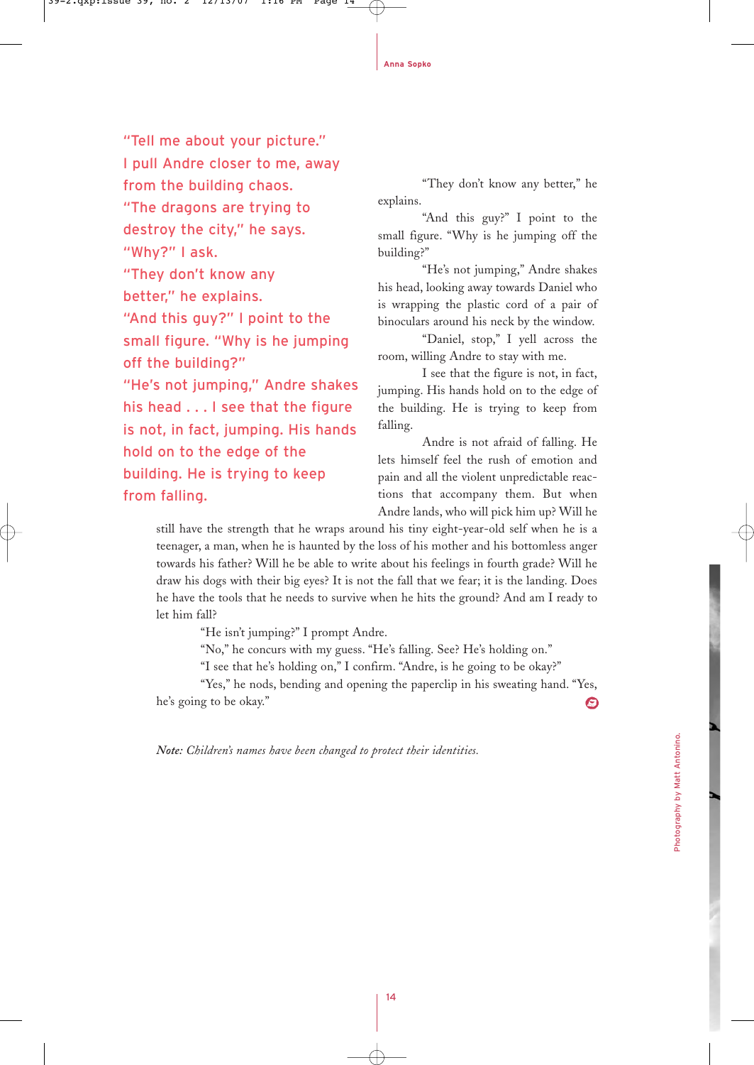> "Tell me about your picture."
> I pull Andre closer to me, away from the building chaos.
> "The dragons are trying to destroy the city," he says.
> "Why?" I ask.
> "They don't know any better," he explains.
> "And this guy?" I point to the small figure. "Why is he jumping off the building?"
> "He's not jumping," Andre shakes his head . . . I see that the figure is not, in fact, jumping. His hands hold on to the edge of the building. He is trying to keep from falling.

"They don't know any better," he explains.

"And this guy?" I point to the small figure. "Why is he jumping off the building?"

"He's not jumping," Andre shakes his head, looking away towards Daniel who is wrapping the plastic cord of a pair of binoculars around his neck by the window.

"Daniel, stop," I yell across the room, willing Andre to stay with me.

I see that the figure is not, in fact, jumping. His hands hold on to the edge of the building. He is trying to keep from falling.

Andre is not afraid of falling. He lets himself feel the rush of emotion and pain and all the violent unpredictable reactions that accompany them. But when Andre lands, who will pick him up? Will he still have the strength that he wraps around his tiny eight-year-old self when he is a teenager, a man, when he is haunted by the loss of his mother and his bottomless anger towards his father? Will he be able to write about his feelings in fourth grade? Will he draw his dogs with their big eyes? It is not the fall that we fear; it is the landing. Does he have the tools that he needs to survive when he hits the ground? And am I ready to let him fall?

"He isn't jumping?" I prompt Andre.

"No," he concurs with my guess. "He's falling. See? He's holding on."

"I see that he's holding on," I confirm. "Andre, is he going to be okay?"

"Yes," he nods, bending and opening the paperclip in his sweating hand. "Yes, he's going to be okay."

*Note: Children's names have been changed to protect their identities.*

Photography by Matt Antonino.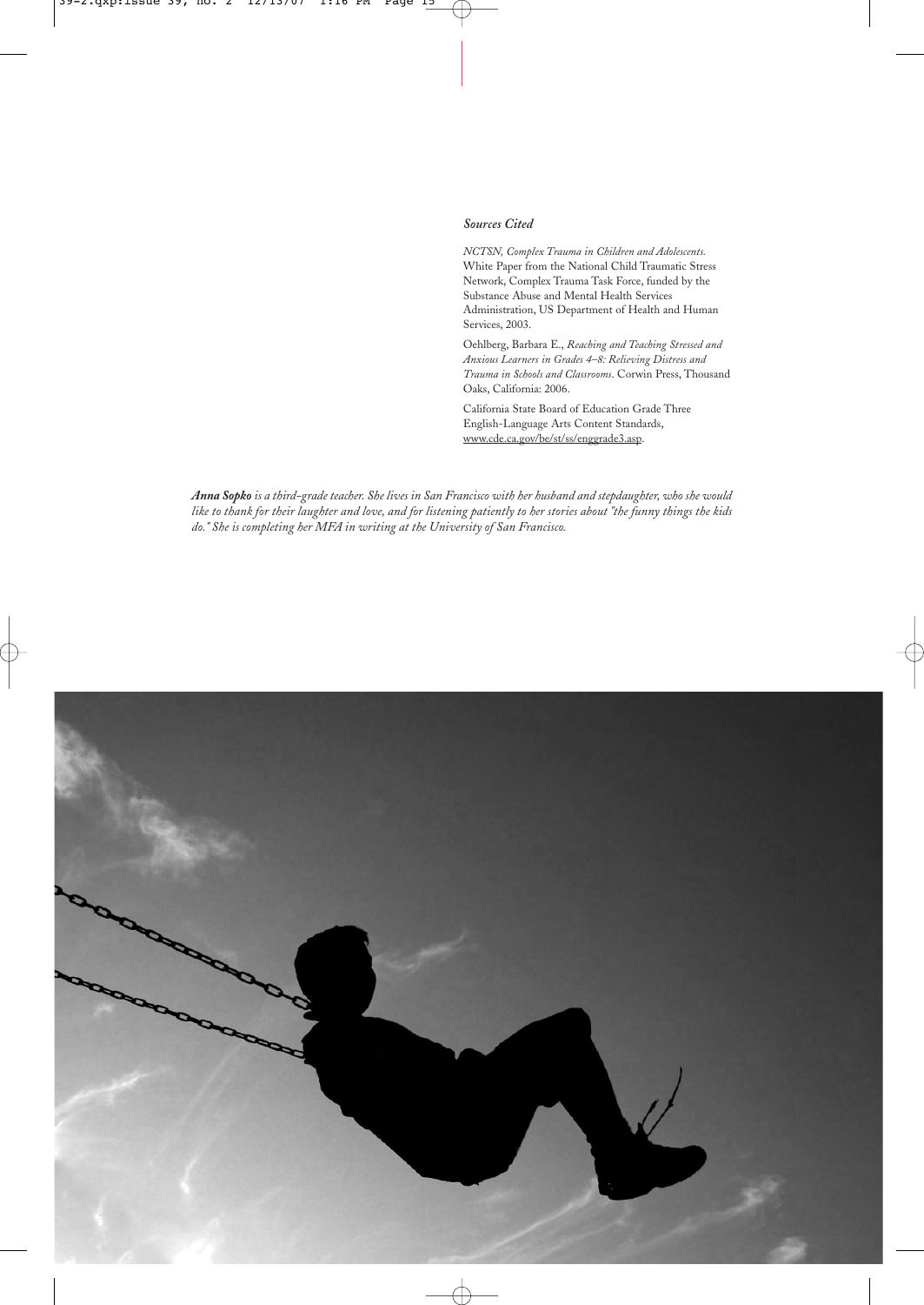### *Sources Cited*

*NCTSN, Complex Trauma in Children and Adolescents.* White Paper from the National Child Traumatic Stress Network, Complex Trauma Task Force, funded by the Substance Abuse and Mental Health Services Administration, US Department of Health and Human Services, 2003.

Oehlberg, Barbara E., *Reaching and Teaching Stressed and Anxious Learners in Grades 4–8: Relieving Distress and Trauma in Schools and Classrooms*. Corwin Press, Thousand Oaks, California: 2006.

California State Board of Education Grade Three English-Language Arts Content Standards, www.cde.ca.gov/be/st/ss/enggrade3.asp.

***Anna Sopko*** *is a third-grade teacher. She lives in San Francisco with her husband and stepdaughter, who she would like to thank for their laughter and love, and for listening patiently to her stories about "the funny things the kids do." She is completing her MFA in writing at the University of San Francisco.*